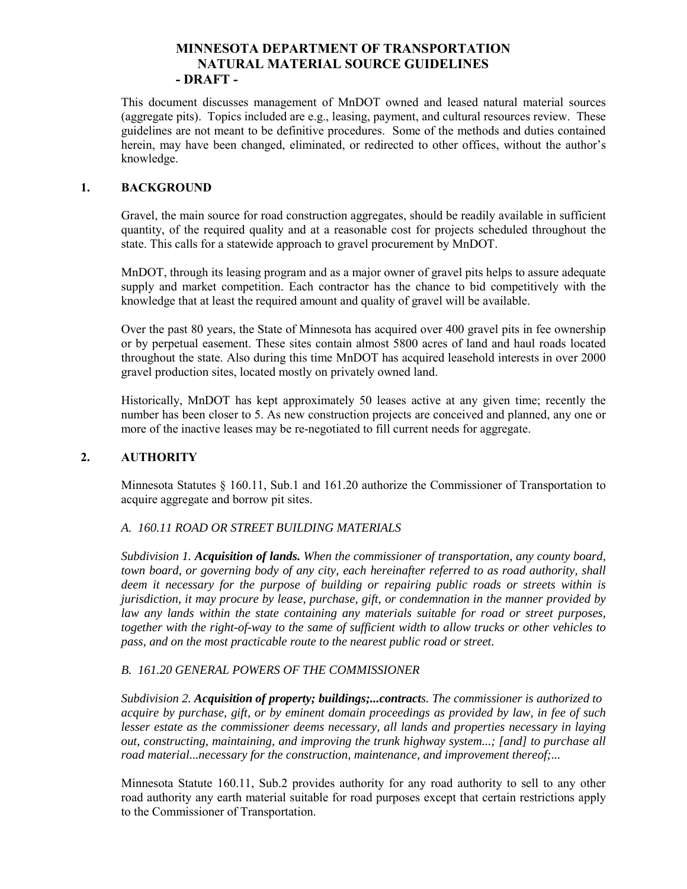# MINNESOTA DEPARTMENT OF TRANSPORTATION NATURAL MATERIAL SOURCE GUIDELINES - DRAFT -

This document discusses management of MnDOT owned and leased natural material sources (aggregate pits). Topics included are e.g., leasing, payment, and cultural resources review. These guidelines are not meant to be definitive procedures. Some of the methods and duties contained herein, may have been changed, eliminated, or redirected to other offices, without the author's knowledge.

## 1. BACKGROUND

Gravel, the main source for road construction aggregates, should be readily available in sufficient quantity, of the required quality and at a reasonable cost for projects scheduled throughout the state. This calls for a statewide approach to gravel procurement by MnDOT.

MnDOT, through its leasing program and as a major owner of gravel pits helps to assure adequate supply and market competition. Each contractor has the chance to bid competitively with the knowledge that at least the required amount and quality of gravel will be available.

Over the past 80 years, the State of Minnesota has acquired over 400 gravel pits in fee ownership or by perpetual easement. These sites contain almost 5800 acres of land and haul roads located throughout the state. Also during this time MnDOT has acquired leasehold interests in over 2000 gravel production sites, located mostly on privately owned land.

Historically, MnDOT has kept approximately 50 leases active at any given time; recently the number has been closer to 5. As new construction projects are conceived and planned, any one or more of the inactive leases may be re-negotiated to fill current needs for aggregate.

## 2. AUTHORITY

Minnesota Statutes § 160.11, Sub.1 and 161.20 authorize the Commissioner of Transportation to acquire aggregate and borrow pit sites.

*A. 160.11 ROAD OR STREET BUILDING MATERIALS*

*Subdivision 1.* ***Acquisition of lands.*** *When the commissioner of transportation, any county board, town board, or governing body of any city, each hereinafter referred to as road authority, shall deem it necessary for the purpose of building or repairing public roads or streets within is jurisdiction, it may procure by lease, purchase, gift, or condemnation in the manner provided by law any lands within the state containing any materials suitable for road or street purposes, together with the right-of-way to the same of sufficient width to allow trucks or other vehicles to pass, and on the most practicable route to the nearest public road or street.*

*B. 161.20 GENERAL POWERS OF THE COMMISSIONER*

*Subdivision 2.* ***Acquisition of property; buildings;...contract****s. The commissioner is authorized to acquire by purchase, gift, or by eminent domain proceedings as provided by law, in fee of such lesser estate as the commissioner deems necessary, all lands and properties necessary in laying out, constructing, maintaining, and improving the trunk highway system...; [and] to purchase all road material...necessary for the construction, maintenance, and improvement thereof;...*

Minnesota Statute 160.11, Sub.2 provides authority for any road authority to sell to any other road authority any earth material suitable for road purposes except that certain restrictions apply to the Commissioner of Transportation.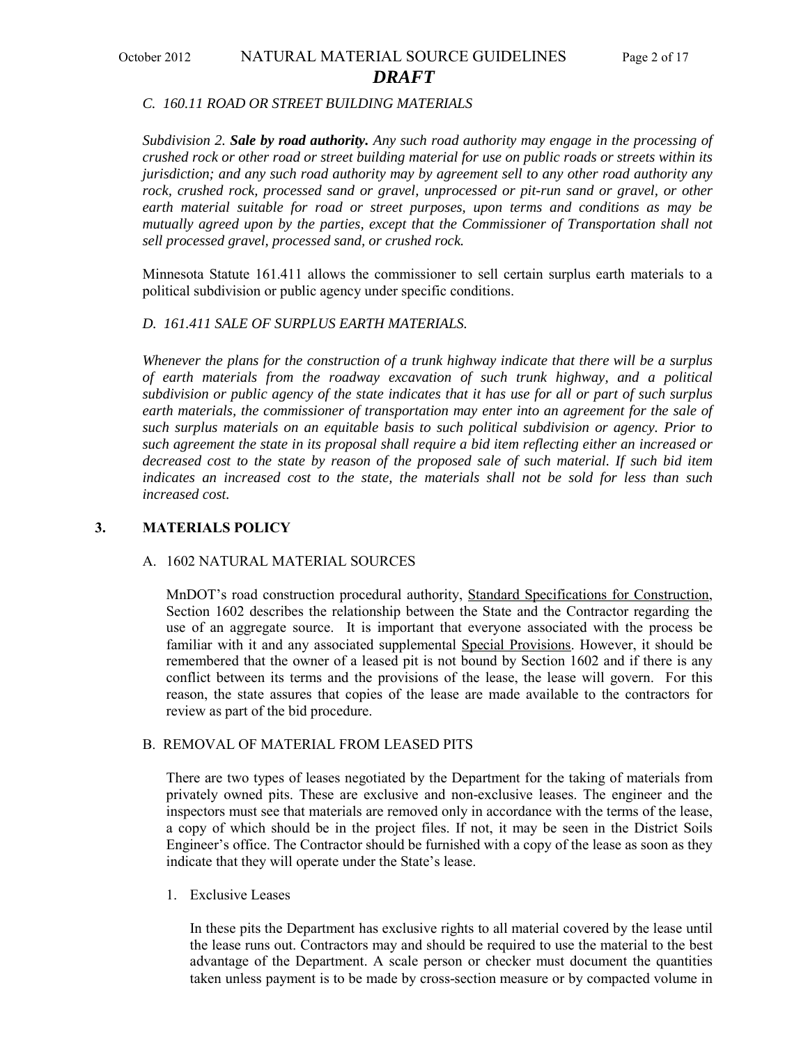*C. 160.11 ROAD OR STREET BUILDING MATERIALS*

*Subdivision 2.* ***Sale by road authority.*** *Any such road authority may engage in the processing of crushed rock or other road or street building material for use on public roads or streets within its jurisdiction; and any such road authority may by agreement sell to any other road authority any rock, crushed rock, processed sand or gravel, unprocessed or pit-run sand or gravel, or other earth material suitable for road or street purposes, upon terms and conditions as may be mutually agreed upon by the parties, except that the Commissioner of Transportation shall not sell processed gravel, processed sand, or crushed rock.*

Minnesota Statute 161.411 allows the commissioner to sell certain surplus earth materials to a political subdivision or public agency under specific conditions.

*D. 161.411 SALE OF SURPLUS EARTH MATERIALS.*

*Whenever the plans for the construction of a trunk highway indicate that there will be a surplus of earth materials from the roadway excavation of such trunk highway, and a political subdivision or public agency of the state indicates that it has use for all or part of such surplus earth materials, the commissioner of transportation may enter into an agreement for the sale of such surplus materials on an equitable basis to such political subdivision or agency. Prior to such agreement the state in its proposal shall require a bid item reflecting either an increased or decreased cost to the state by reason of the proposed sale of such material. If such bid item indicates an increased cost to the state, the materials shall not be sold for less than such increased cost.*

## 3. MATERIALS POLICY

### A. 1602 NATURAL MATERIAL SOURCES

MnDOT's road construction procedural authority, Standard Specifications for Construction, Section 1602 describes the relationship between the State and the Contractor regarding the use of an aggregate source. It is important that everyone associated with the process be familiar with it and any associated supplemental Special Provisions. However, it should be remembered that the owner of a leased pit is not bound by Section 1602 and if there is any conflict between its terms and the provisions of the lease, the lease will govern. For this reason, the state assures that copies of the lease are made available to the contractors for review as part of the bid procedure.

### B. REMOVAL OF MATERIAL FROM LEASED PITS

There are two types of leases negotiated by the Department for the taking of materials from privately owned pits. These are exclusive and non-exclusive leases. The engineer and the inspectors must see that materials are removed only in accordance with the terms of the lease, a copy of which should be in the project files. If not, it may be seen in the District Soils Engineer's office. The Contractor should be furnished with a copy of the lease as soon as they indicate that they will operate under the State's lease.

1. Exclusive Leases

   In these pits the Department has exclusive rights to all material covered by the lease until the lease runs out. Contractors may and should be required to use the material to the best advantage of the Department. A scale person or checker must document the quantities taken unless payment is to be made by cross-section measure or by compacted volume in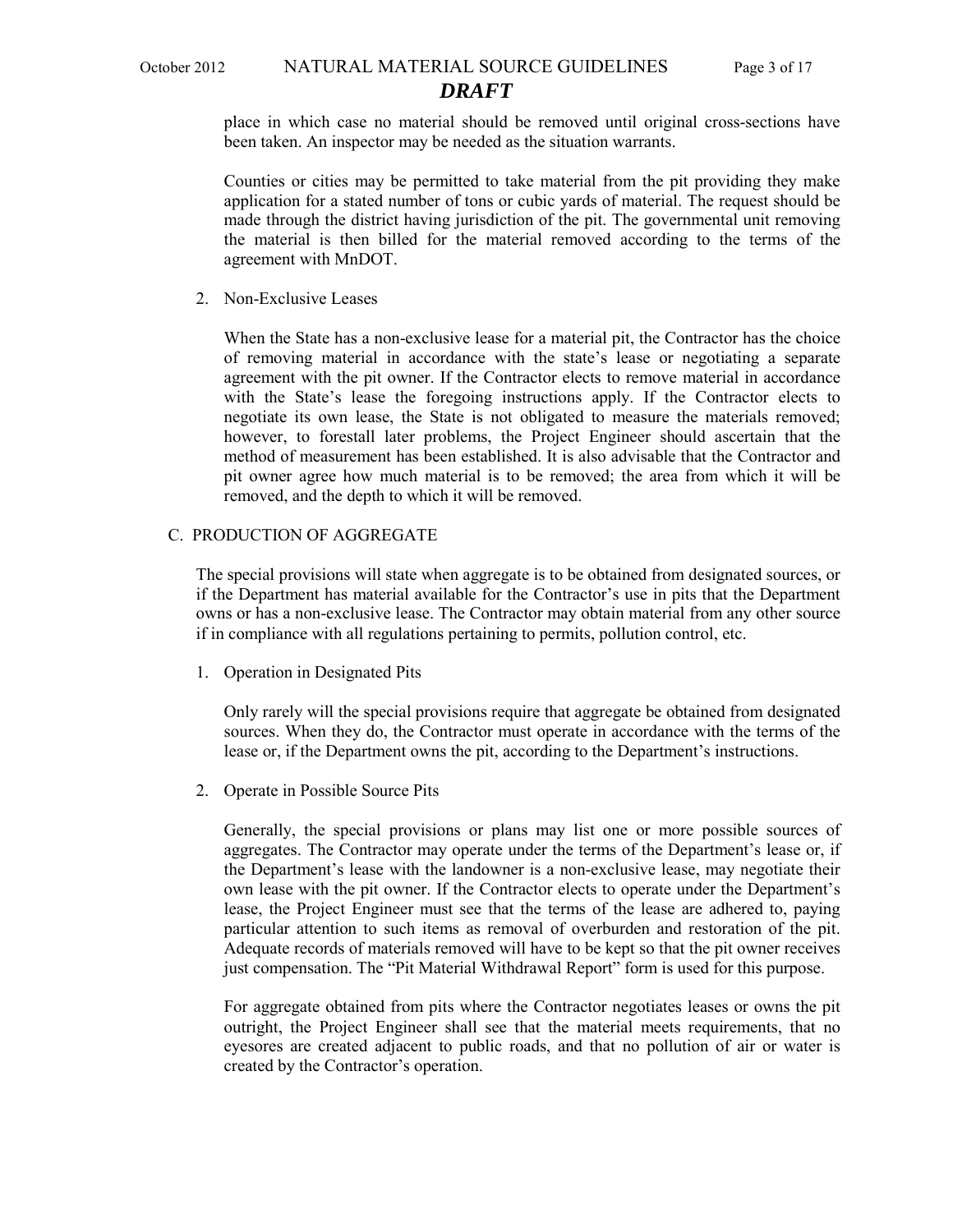place in which case no material should be removed until original cross-sections have been taken. An inspector may be needed as the situation warrants.

Counties or cities may be permitted to take material from the pit providing they make application for a stated number of tons or cubic yards of material. The request should be made through the district having jurisdiction of the pit. The governmental unit removing the material is then billed for the material removed according to the terms of the agreement with MnDOT.

2. Non-Exclusive Leases

When the State has a non-exclusive lease for a material pit, the Contractor has the choice of removing material in accordance with the state's lease or negotiating a separate agreement with the pit owner. If the Contractor elects to remove material in accordance with the State's lease the foregoing instructions apply. If the Contractor elects to negotiate its own lease, the State is not obligated to measure the materials removed; however, to forestall later problems, the Project Engineer should ascertain that the method of measurement has been established. It is also advisable that the Contractor and pit owner agree how much material is to be removed; the area from which it will be removed, and the depth to which it will be removed.

## C. PRODUCTION OF AGGREGATE

The special provisions will state when aggregate is to be obtained from designated sources, or if the Department has material available for the Contractor's use in pits that the Department owns or has a non-exclusive lease. The Contractor may obtain material from any other source if in compliance with all regulations pertaining to permits, pollution control, etc.

1. Operation in Designated Pits

Only rarely will the special provisions require that aggregate be obtained from designated sources. When they do, the Contractor must operate in accordance with the terms of the lease or, if the Department owns the pit, according to the Department's instructions.

2. Operate in Possible Source Pits

Generally, the special provisions or plans may list one or more possible sources of aggregates. The Contractor may operate under the terms of the Department's lease or, if the Department's lease with the landowner is a non-exclusive lease, may negotiate their own lease with the pit owner. If the Contractor elects to operate under the Department's lease, the Project Engineer must see that the terms of the lease are adhered to, paying particular attention to such items as removal of overburden and restoration of the pit. Adequate records of materials removed will have to be kept so that the pit owner receives just compensation. The "Pit Material Withdrawal Report" form is used for this purpose.

For aggregate obtained from pits where the Contractor negotiates leases or owns the pit outright, the Project Engineer shall see that the material meets requirements, that no eyesores are created adjacent to public roads, and that no pollution of air or water is created by the Contractor's operation.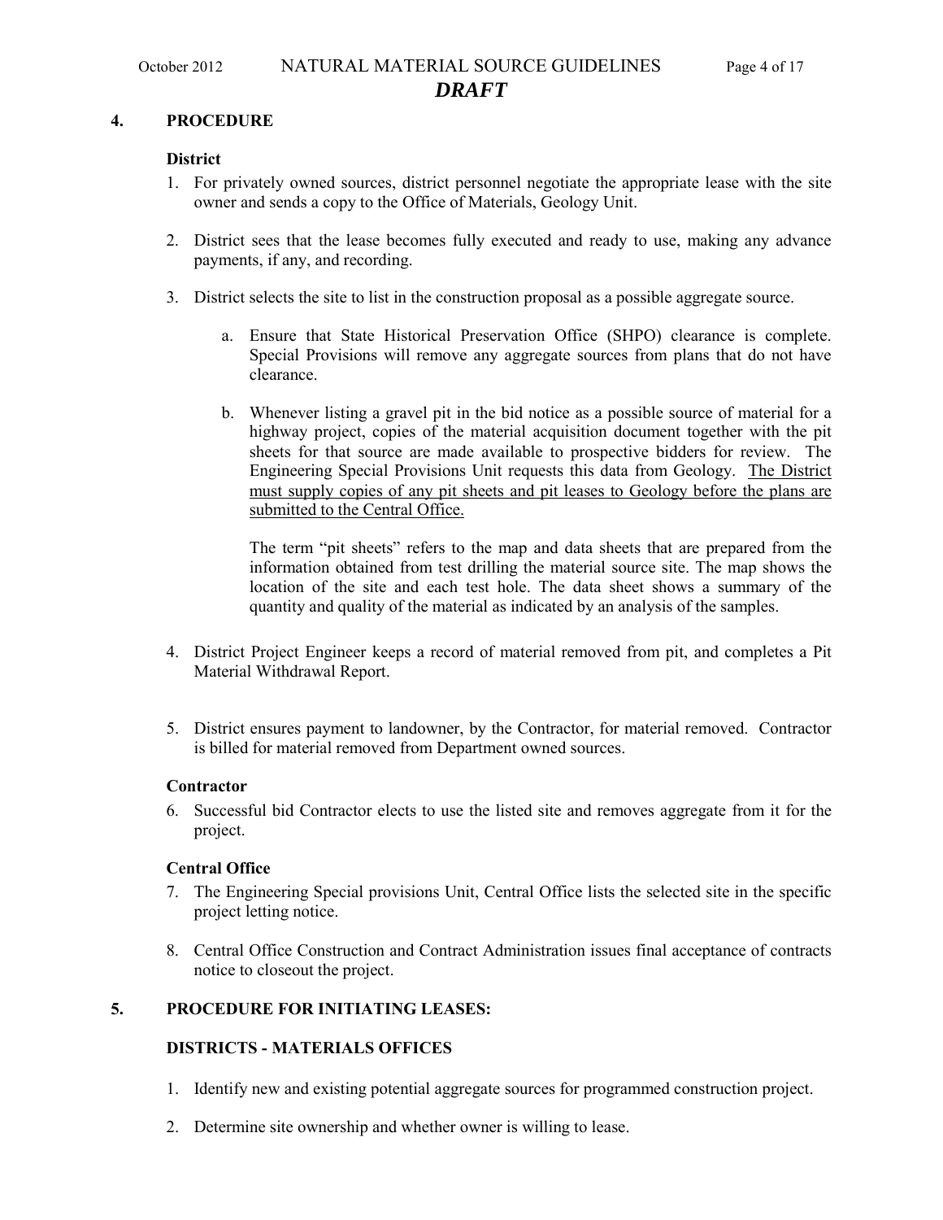## 4. PROCEDURE

### District

1. For privately owned sources, district personnel negotiate the appropriate lease with the site owner and sends a copy to the Office of Materials, Geology Unit.

2. District sees that the lease becomes fully executed and ready to use, making any advance payments, if any, and recording.

3. District selects the site to list in the construction proposal as a possible aggregate source.

   a. Ensure that State Historical Preservation Office (SHPO) clearance is complete. Special Provisions will remove any aggregate sources from plans that do not have clearance.

   b. Whenever listing a gravel pit in the bid notice as a possible source of material for a highway project, copies of the material acquisition document together with the pit sheets for that source are made available to prospective bidders for review. The Engineering Special Provisions Unit requests this data from Geology. <u>The District must supply copies of any pit sheets and pit leases to Geology before the plans are submitted to the Central Office.</u>

      The term "pit sheets" refers to the map and data sheets that are prepared from the information obtained from test drilling the material source site. The map shows the location of the site and each test hole. The data sheet shows a summary of the quantity and quality of the material as indicated by an analysis of the samples.

4. District Project Engineer keeps a record of material removed from pit, and completes a Pit Material Withdrawal Report.

5. District ensures payment to landowner, by the Contractor, for material removed. Contractor is billed for material removed from Department owned sources.

### Contractor

6. Successful bid Contractor elects to use the listed site and removes aggregate from it for the project.

### Central Office

7. The Engineering Special provisions Unit, Central Office lists the selected site in the specific project letting notice.

8. Central Office Construction and Contract Administration issues final acceptance of contracts notice to closeout the project.

## 5. PROCEDURE FOR INITIATING LEASES:

### DISTRICTS - MATERIALS OFFICES

1. Identify new and existing potential aggregate sources for programmed construction project.

2. Determine site ownership and whether owner is willing to lease.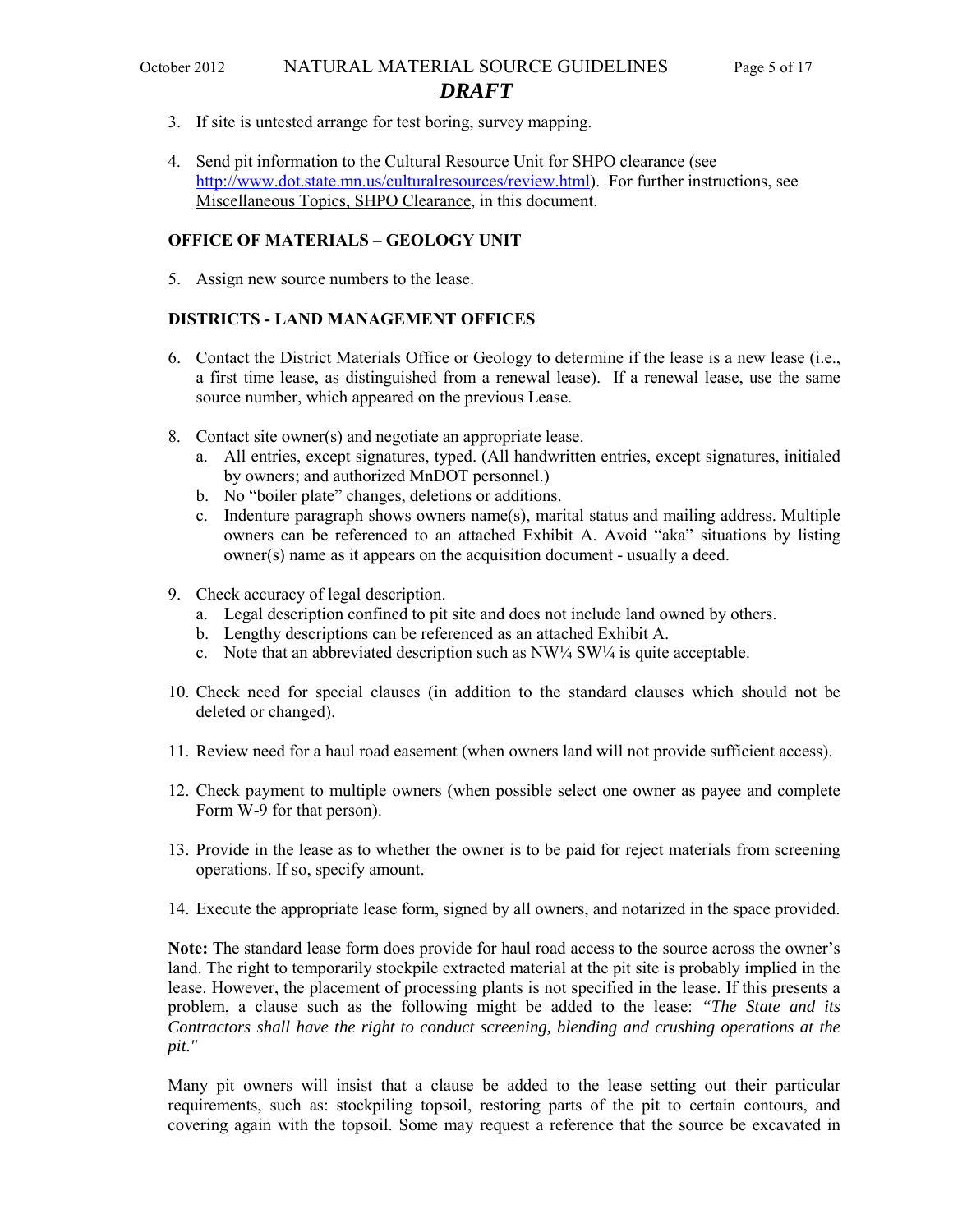3. If site is untested arrange for test boring, survey mapping.

4. Send pit information to the Cultural Resource Unit for SHPO clearance (see http://www.dot.state.mn.us/culturalresources/review.html). For further instructions, see Miscellaneous Topics, SHPO Clearance, in this document.

**OFFICE OF MATERIALS – GEOLOGY UNIT**

5. Assign new source numbers to the lease.

**DISTRICTS - LAND MANAGEMENT OFFICES**

6. Contact the District Materials Office or Geology to determine if the lease is a new lease (i.e., a first time lease, as distinguished from a renewal lease). If a renewal lease, use the same source number, which appeared on the previous Lease.

8. Contact site owner(s) and negotiate an appropriate lease.
   a. All entries, except signatures, typed. (All handwritten entries, except signatures, initialed by owners; and authorized MnDOT personnel.)
   b. No "boiler plate" changes, deletions or additions.
   c. Indenture paragraph shows owners name(s), marital status and mailing address. Multiple owners can be referenced to an attached Exhibit A. Avoid "aka" situations by listing owner(s) name as it appears on the acquisition document - usually a deed.

9. Check accuracy of legal description.
   a. Legal description confined to pit site and does not include land owned by others.
   b. Lengthy descriptions can be referenced as an attached Exhibit A.
   c. Note that an abbreviated description such as NW¼ SW¼ is quite acceptable.

10. Check need for special clauses (in addition to the standard clauses which should not be deleted or changed).

11. Review need for a haul road easement (when owners land will not provide sufficient access).

12. Check payment to multiple owners (when possible select one owner as payee and complete Form W-9 for that person).

13. Provide in the lease as to whether the owner is to be paid for reject materials from screening operations. If so, specify amount.

14. Execute the appropriate lease form, signed by all owners, and notarized in the space provided.

**Note:** The standard lease form does provide for haul road access to the source across the owner's land. The right to temporarily stockpile extracted material at the pit site is probably implied in the lease. However, the placement of processing plants is not specified in the lease. If this presents a problem, a clause such as the following might be added to the lease: *"The State and its Contractors shall have the right to conduct screening, blending and crushing operations at the pit."*

Many pit owners will insist that a clause be added to the lease setting out their particular requirements, such as: stockpiling topsoil, restoring parts of the pit to certain contours, and covering again with the topsoil. Some may request a reference that the source be excavated in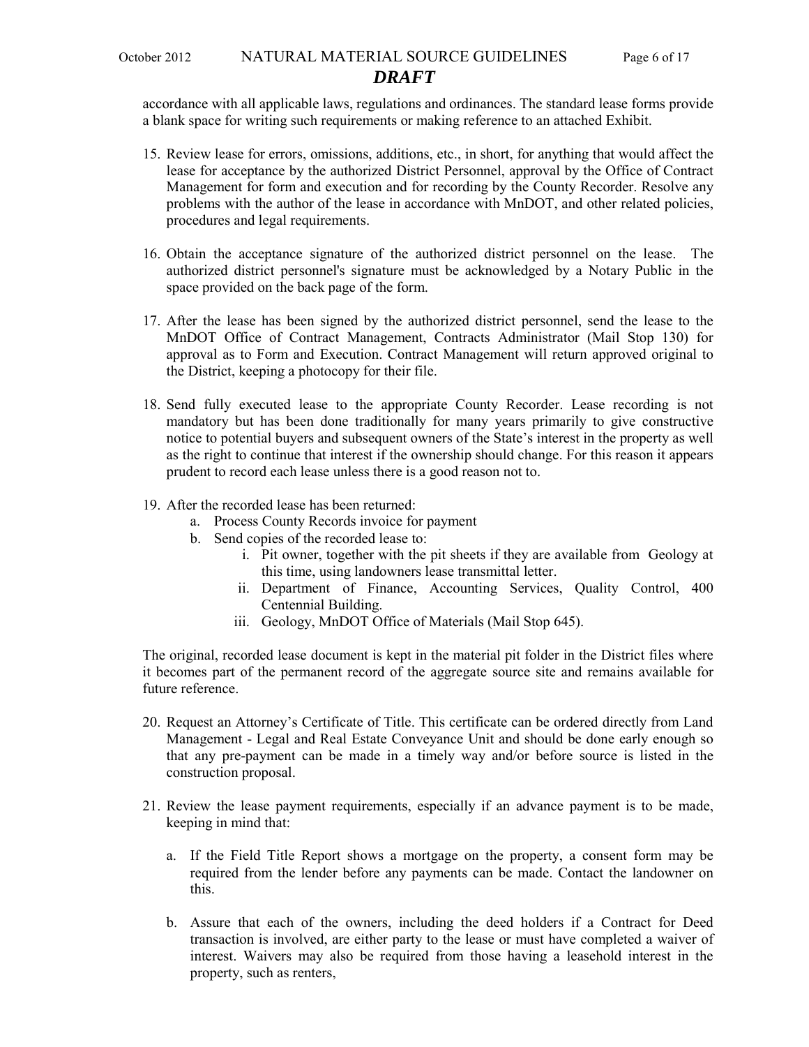accordance with all applicable laws, regulations and ordinances. The standard lease forms provide a blank space for writing such requirements or making reference to an attached Exhibit.

15. Review lease for errors, omissions, additions, etc., in short, for anything that would affect the lease for acceptance by the authorized District Personnel, approval by the Office of Contract Management for form and execution and for recording by the County Recorder. Resolve any problems with the author of the lease in accordance with MnDOT, and other related policies, procedures and legal requirements.

16. Obtain the acceptance signature of the authorized district personnel on the lease. The authorized district personnel's signature must be acknowledged by a Notary Public in the space provided on the back page of the form.

17. After the lease has been signed by the authorized district personnel, send the lease to the MnDOT Office of Contract Management, Contracts Administrator (Mail Stop 130) for approval as to Form and Execution. Contract Management will return approved original to the District, keeping a photocopy for their file.

18. Send fully executed lease to the appropriate County Recorder. Lease recording is not mandatory but has been done traditionally for many years primarily to give constructive notice to potential buyers and subsequent owners of the State's interest in the property as well as the right to continue that interest if the ownership should change. For this reason it appears prudent to record each lease unless there is a good reason not to.

19. After the recorded lease has been returned:
    a. Process County Records invoice for payment
    b. Send copies of the recorded lease to:
        i. Pit owner, together with the pit sheets if they are available from Geology at this time, using landowners lease transmittal letter.
        ii. Department of Finance, Accounting Services, Quality Control, 400 Centennial Building.
        iii. Geology, MnDOT Office of Materials (Mail Stop 645).

The original, recorded lease document is kept in the material pit folder in the District files where it becomes part of the permanent record of the aggregate source site and remains available for future reference.

20. Request an Attorney's Certificate of Title. This certificate can be ordered directly from Land Management - Legal and Real Estate Conveyance Unit and should be done early enough so that any pre-payment can be made in a timely way and/or before source is listed in the construction proposal.

21. Review the lease payment requirements, especially if an advance payment is to be made, keeping in mind that:

    a. If the Field Title Report shows a mortgage on the property, a consent form may be required from the lender before any payments can be made. Contact the landowner on this.

    b. Assure that each of the owners, including the deed holders if a Contract for Deed transaction is involved, are either party to the lease or must have completed a waiver of interest. Waivers may also be required from those having a leasehold interest in the property, such as renters,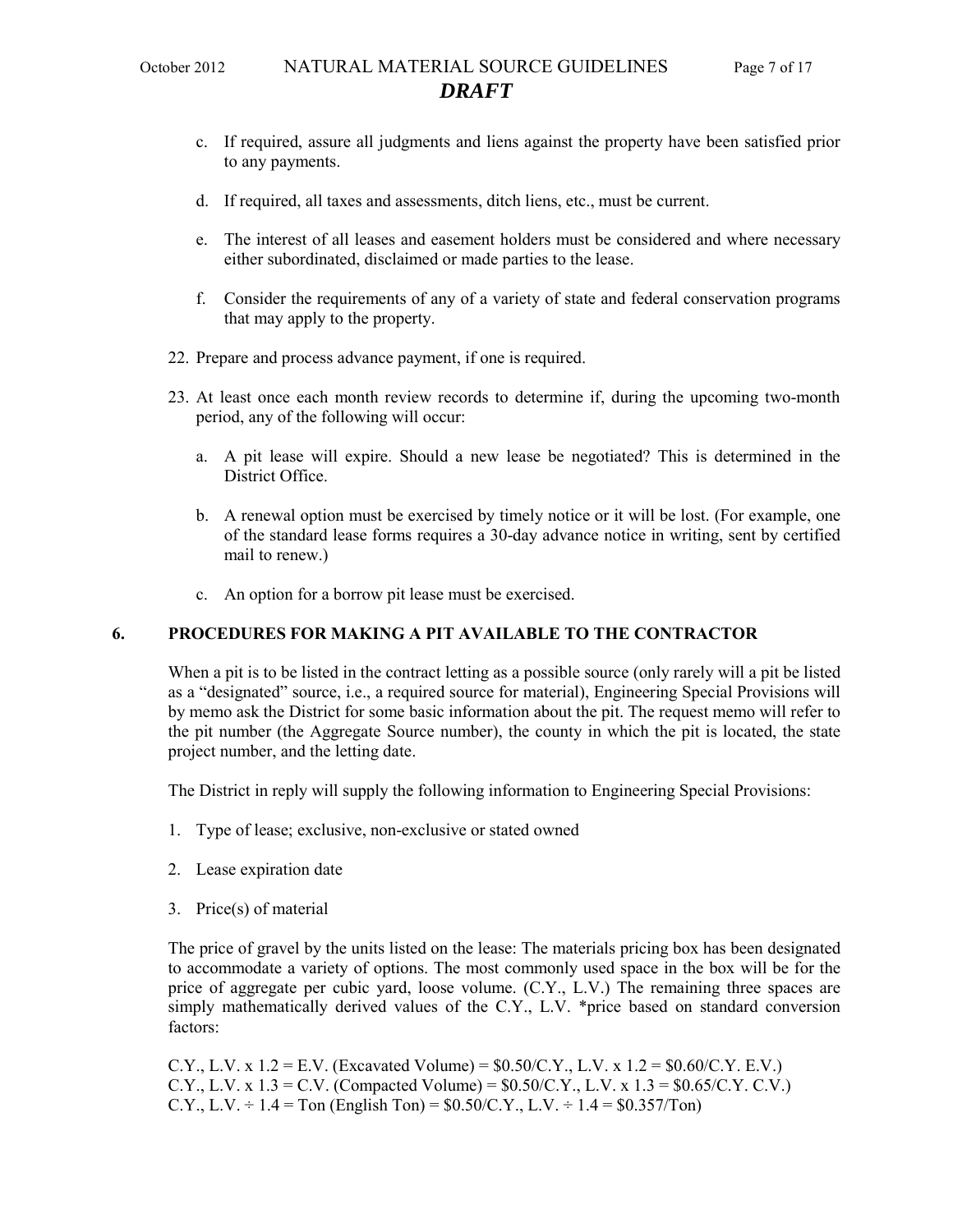c. If required, assure all judgments and liens against the property have been satisfied prior to any payments.

d. If required, all taxes and assessments, ditch liens, etc., must be current.

e. The interest of all leases and easement holders must be considered and where necessary either subordinated, disclaimed or made parties to the lease.

f. Consider the requirements of any of a variety of state and federal conservation programs that may apply to the property.

22. Prepare and process advance payment, if one is required.

23. At least once each month review records to determine if, during the upcoming two-month period, any of the following will occur:

    a. A pit lease will expire. Should a new lease be negotiated? This is determined in the District Office.

    b. A renewal option must be exercised by timely notice or it will be lost. (For example, one of the standard lease forms requires a 30-day advance notice in writing, sent by certified mail to renew.)

    c. An option for a borrow pit lease must be exercised.

## 6. PROCEDURES FOR MAKING A PIT AVAILABLE TO THE CONTRACTOR

When a pit is to be listed in the contract letting as a possible source (only rarely will a pit be listed as a "designated" source, i.e., a required source for material), Engineering Special Provisions will by memo ask the District for some basic information about the pit. The request memo will refer to the pit number (the Aggregate Source number), the county in which the pit is located, the state project number, and the letting date.

The District in reply will supply the following information to Engineering Special Provisions:

1. Type of lease; exclusive, non-exclusive or stated owned

2. Lease expiration date

3. Price(s) of material

The price of gravel by the units listed on the lease: The materials pricing box has been designated to accommodate a variety of options. The most commonly used space in the box will be for the price of aggregate per cubic yard, loose volume. (C.Y., L.V.) The remaining three spaces are simply mathematically derived values of the C.Y., L.V. *price based on standard conversion factors:

C.Y., L.V. x 1.2 = E.V. (Excavated Volume) = $0.50/C.Y., L.V. x 1.2 = $0.60/C.Y. E.V.)
C.Y., L.V. x 1.3 = C.V. (Compacted Volume) = $0.50/C.Y., L.V. x 1.3 = $0.65/C.Y. C.V.)
C.Y., L.V. ÷ 1.4 = Ton (English Ton) = $0.50/C.Y., L.V. ÷ 1.4 = $0.357/Ton)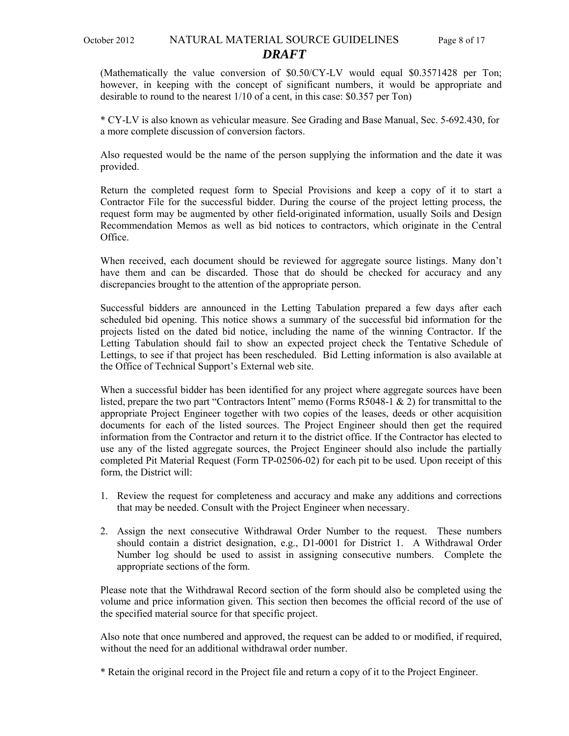(Mathematically the value conversion of \$0.50/CY-LV would equal \$0.3571428 per Ton; however, in keeping with the concept of significant numbers, it would be appropriate and desirable to round to the nearest 1/10 of a cent, in this case: \$0.357 per Ton)

* CY-LV is also known as vehicular measure. See Grading and Base Manual, Sec. 5-692.430, for a more complete discussion of conversion factors.

Also requested would be the name of the person supplying the information and the date it was provided.

Return the completed request form to Special Provisions and keep a copy of it to start a Contractor File for the successful bidder. During the course of the project letting process, the request form may be augmented by other field-originated information, usually Soils and Design Recommendation Memos as well as bid notices to contractors, which originate in the Central Office.

When received, each document should be reviewed for aggregate source listings. Many don't have them and can be discarded. Those that do should be checked for accuracy and any discrepancies brought to the attention of the appropriate person.

Successful bidders are announced in the Letting Tabulation prepared a few days after each scheduled bid opening. This notice shows a summary of the successful bid information for the projects listed on the dated bid notice, including the name of the winning Contractor. If the Letting Tabulation should fail to show an expected project check the Tentative Schedule of Lettings, to see if that project has been rescheduled. Bid Letting information is also available at the Office of Technical Support's External web site.

When a successful bidder has been identified for any project where aggregate sources have been listed, prepare the two part "Contractors Intent" memo (Forms R5048-1 & 2) for transmittal to the appropriate Project Engineer together with two copies of the leases, deeds or other acquisition documents for each of the listed sources. The Project Engineer should then get the required information from the Contractor and return it to the district office. If the Contractor has elected to use any of the listed aggregate sources, the Project Engineer should also include the partially completed Pit Material Request (Form TP-02506-02) for each pit to be used. Upon receipt of this form, the District will:

1. Review the request for completeness and accuracy and make any additions and corrections that may be needed. Consult with the Project Engineer when necessary.

2. Assign the next consecutive Withdrawal Order Number to the request. These numbers should contain a district designation, e.g., D1-0001 for District 1. A Withdrawal Order Number log should be used to assist in assigning consecutive numbers. Complete the appropriate sections of the form.

Please note that the Withdrawal Record section of the form should also be completed using the volume and price information given. This section then becomes the official record of the use of the specified material source for that specific project.

Also note that once numbered and approved, the request can be added to or modified, if required, without the need for an additional withdrawal order number.

* Retain the original record in the Project file and return a copy of it to the Project Engineer.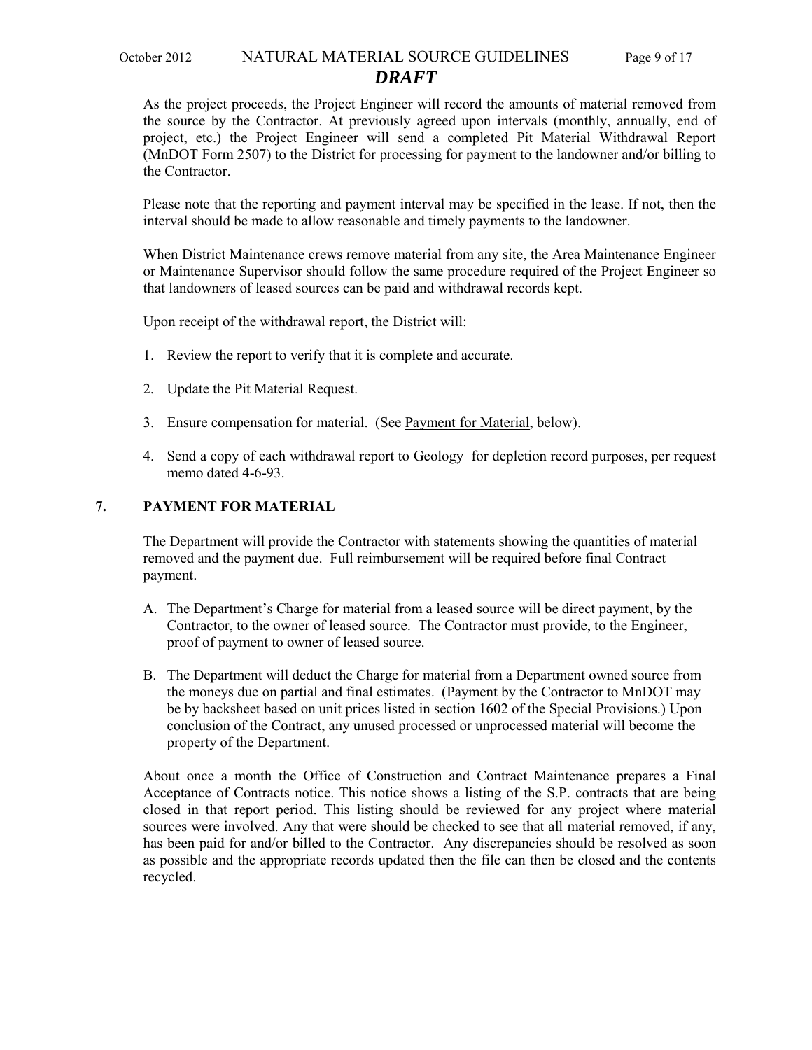As the project proceeds, the Project Engineer will record the amounts of material removed from the source by the Contractor. At previously agreed upon intervals (monthly, annually, end of project, etc.) the Project Engineer will send a completed Pit Material Withdrawal Report (MnDOT Form 2507) to the District for processing for payment to the landowner and/or billing to the Contractor.

Please note that the reporting and payment interval may be specified in the lease. If not, then the interval should be made to allow reasonable and timely payments to the landowner.

When District Maintenance crews remove material from any site, the Area Maintenance Engineer or Maintenance Supervisor should follow the same procedure required of the Project Engineer so that landowners of leased sources can be paid and withdrawal records kept.

Upon receipt of the withdrawal report, the District will:

1. Review the report to verify that it is complete and accurate.
2. Update the Pit Material Request.
3. Ensure compensation for material. (See Payment for Material, below).
4. Send a copy of each withdrawal report to Geology for depletion record purposes, per request memo dated 4-6-93.

## 7. PAYMENT FOR MATERIAL

The Department will provide the Contractor with statements showing the quantities of material removed and the payment due. Full reimbursement will be required before final Contract payment.

A. The Department's Charge for material from a leased source will be direct payment, by the Contractor, to the owner of leased source. The Contractor must provide, to the Engineer, proof of payment to owner of leased source.

B. The Department will deduct the Charge for material from a Department owned source from the moneys due on partial and final estimates. (Payment by the Contractor to MnDOT may be by backsheet based on unit prices listed in section 1602 of the Special Provisions.) Upon conclusion of the Contract, any unused processed or unprocessed material will become the property of the Department.

About once a month the Office of Construction and Contract Maintenance prepares a Final Acceptance of Contracts notice. This notice shows a listing of the S.P. contracts that are being closed in that report period. This listing should be reviewed for any project where material sources were involved. Any that were should be checked to see that all material removed, if any, has been paid for and/or billed to the Contractor. Any discrepancies should be resolved as soon as possible and the appropriate records updated then the file can then be closed and the contents recycled.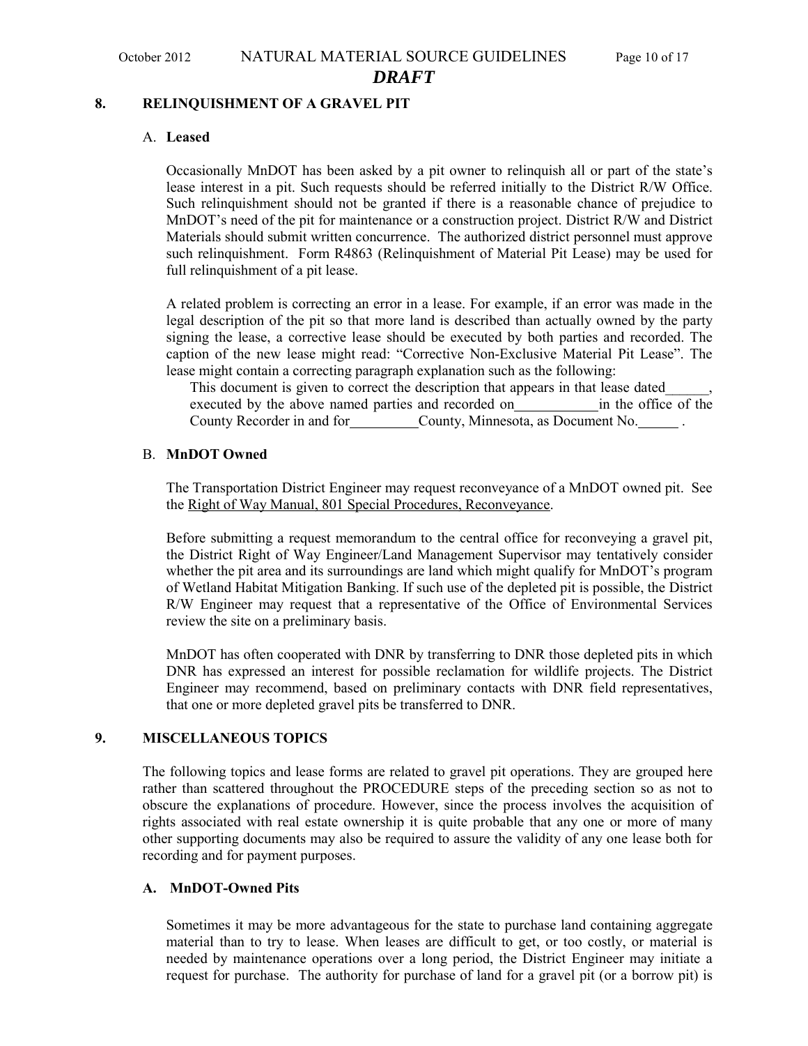## 8. RELINQUISHMENT OF A GRAVEL PIT

### A. Leased

Occasionally MnDOT has been asked by a pit owner to relinquish all or part of the state's lease interest in a pit. Such requests should be referred initially to the District R/W Office. Such relinquishment should not be granted if there is a reasonable chance of prejudice to MnDOT's need of the pit for maintenance or a construction project. District R/W and District Materials should submit written concurrence. The authorized district personnel must approve such relinquishment. Form R4863 (Relinquishment of Material Pit Lease) may be used for full relinquishment of a pit lease.

A related problem is correcting an error in a lease. For example, if an error was made in the legal description of the pit so that more land is described than actually owned by the party signing the lease, a corrective lease should be executed by both parties and recorded. The caption of the new lease might read: "Corrective Non-Exclusive Material Pit Lease". The lease might contain a correcting paragraph explanation such as the following:

> This document is given to correct the description that appears in that lease dated______, executed by the above named parties and recorded on____________in the office of the County Recorder in and for__________County, Minnesota, as Document No.______ .

### B. MnDOT Owned

The Transportation District Engineer may request reconveyance of a MnDOT owned pit. See the Right of Way Manual, 801 Special Procedures, Reconveyance.

Before submitting a request memorandum to the central office for reconveying a gravel pit, the District Right of Way Engineer/Land Management Supervisor may tentatively consider whether the pit area and its surroundings are land which might qualify for MnDOT's program of Wetland Habitat Mitigation Banking. If such use of the depleted pit is possible, the District R/W Engineer may request that a representative of the Office of Environmental Services review the site on a preliminary basis.

MnDOT has often cooperated with DNR by transferring to DNR those depleted pits in which DNR has expressed an interest for possible reclamation for wildlife projects. The District Engineer may recommend, based on preliminary contacts with DNR field representatives, that one or more depleted gravel pits be transferred to DNR.

## 9. MISCELLANEOUS TOPICS

The following topics and lease forms are related to gravel pit operations. They are grouped here rather than scattered throughout the PROCEDURE steps of the preceding section so as not to obscure the explanations of procedure. However, since the process involves the acquisition of rights associated with real estate ownership it is quite probable that any one or more of many other supporting documents may also be required to assure the validity of any one lease both for recording and for payment purposes.

### A. MnDOT-Owned Pits

Sometimes it may be more advantageous for the state to purchase land containing aggregate material than to try to lease. When leases are difficult to get, or too costly, or material is needed by maintenance operations over a long period, the District Engineer may initiate a request for purchase. The authority for purchase of land for a gravel pit (or a borrow pit) is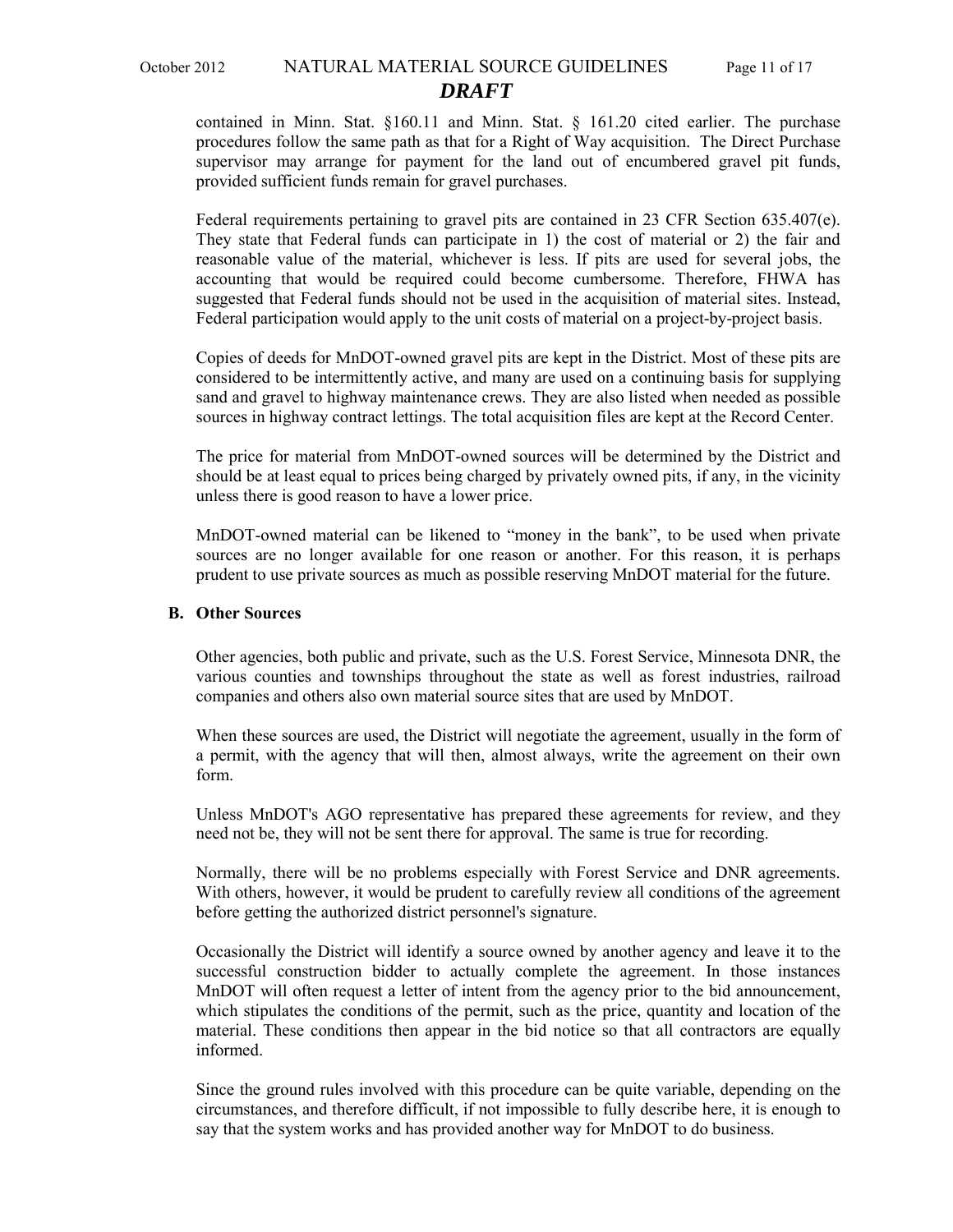contained in Minn. Stat. §160.11 and Minn. Stat. § 161.20 cited earlier. The purchase procedures follow the same path as that for a Right of Way acquisition. The Direct Purchase supervisor may arrange for payment for the land out of encumbered gravel pit funds, provided sufficient funds remain for gravel purchases.

Federal requirements pertaining to gravel pits are contained in 23 CFR Section 635.407(e). They state that Federal funds can participate in 1) the cost of material or 2) the fair and reasonable value of the material, whichever is less. If pits are used for several jobs, the accounting that would be required could become cumbersome. Therefore, FHWA has suggested that Federal funds should not be used in the acquisition of material sites. Instead, Federal participation would apply to the unit costs of material on a project-by-project basis.

Copies of deeds for MnDOT-owned gravel pits are kept in the District. Most of these pits are considered to be intermittently active, and many are used on a continuing basis for supplying sand and gravel to highway maintenance crews. They are also listed when needed as possible sources in highway contract lettings. The total acquisition files are kept at the Record Center.

The price for material from MnDOT-owned sources will be determined by the District and should be at least equal to prices being charged by privately owned pits, if any, in the vicinity unless there is good reason to have a lower price.

MnDOT-owned material can be likened to "money in the bank", to be used when private sources are no longer available for one reason or another. For this reason, it is perhaps prudent to use private sources as much as possible reserving MnDOT material for the future.

### B. Other Sources

Other agencies, both public and private, such as the U.S. Forest Service, Minnesota DNR, the various counties and townships throughout the state as well as forest industries, railroad companies and others also own material source sites that are used by MnDOT.

When these sources are used, the District will negotiate the agreement, usually in the form of a permit, with the agency that will then, almost always, write the agreement on their own form.

Unless MnDOT's AGO representative has prepared these agreements for review, and they need not be, they will not be sent there for approval. The same is true for recording.

Normally, there will be no problems especially with Forest Service and DNR agreements. With others, however, it would be prudent to carefully review all conditions of the agreement before getting the authorized district personnel's signature.

Occasionally the District will identify a source owned by another agency and leave it to the successful construction bidder to actually complete the agreement. In those instances MnDOT will often request a letter of intent from the agency prior to the bid announcement, which stipulates the conditions of the permit, such as the price, quantity and location of the material. These conditions then appear in the bid notice so that all contractors are equally informed.

Since the ground rules involved with this procedure can be quite variable, depending on the circumstances, and therefore difficult, if not impossible to fully describe here, it is enough to say that the system works and has provided another way for MnDOT to do business.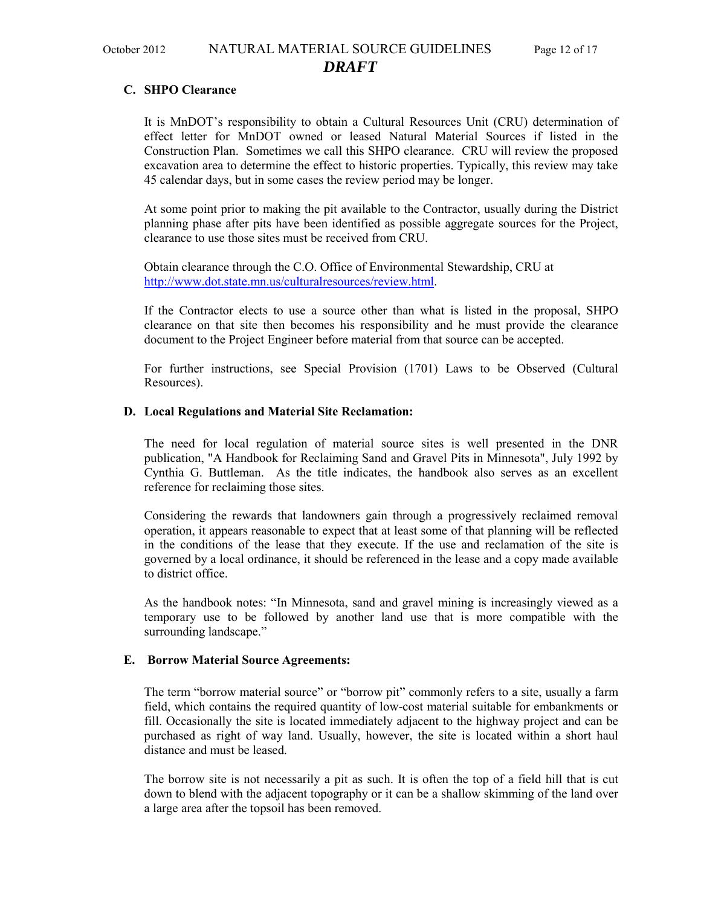### C. SHPO Clearance

It is MnDOT's responsibility to obtain a Cultural Resources Unit (CRU) determination of effect letter for MnDOT owned or leased Natural Material Sources if listed in the Construction Plan. Sometimes we call this SHPO clearance. CRU will review the proposed excavation area to determine the effect to historic properties. Typically, this review may take 45 calendar days, but in some cases the review period may be longer.

At some point prior to making the pit available to the Contractor, usually during the District planning phase after pits have been identified as possible aggregate sources for the Project, clearance to use those sites must be received from CRU.

Obtain clearance through the C.O. Office of Environmental Stewardship, CRU at http://www.dot.state.mn.us/culturalresources/review.html.

If the Contractor elects to use a source other than what is listed in the proposal, SHPO clearance on that site then becomes his responsibility and he must provide the clearance document to the Project Engineer before material from that source can be accepted.

For further instructions, see Special Provision (1701) Laws to be Observed (Cultural Resources).

### D. Local Regulations and Material Site Reclamation:

The need for local regulation of material source sites is well presented in the DNR publication, "A Handbook for Reclaiming Sand and Gravel Pits in Minnesota", July 1992 by Cynthia G. Buttleman. As the title indicates, the handbook also serves as an excellent reference for reclaiming those sites.

Considering the rewards that landowners gain through a progressively reclaimed removal operation, it appears reasonable to expect that at least some of that planning will be reflected in the conditions of the lease that they execute. If the use and reclamation of the site is governed by a local ordinance, it should be referenced in the lease and a copy made available to district office.

As the handbook notes: "In Minnesota, sand and gravel mining is increasingly viewed as a temporary use to be followed by another land use that is more compatible with the surrounding landscape."

### E. Borrow Material Source Agreements:

The term "borrow material source" or "borrow pit" commonly refers to a site, usually a farm field, which contains the required quantity of low-cost material suitable for embankments or fill. Occasionally the site is located immediately adjacent to the highway project and can be purchased as right of way land. Usually, however, the site is located within a short haul distance and must be leased.

The borrow site is not necessarily a pit as such. It is often the top of a field hill that is cut down to blend with the adjacent topography or it can be a shallow skimming of the land over a large area after the topsoil has been removed.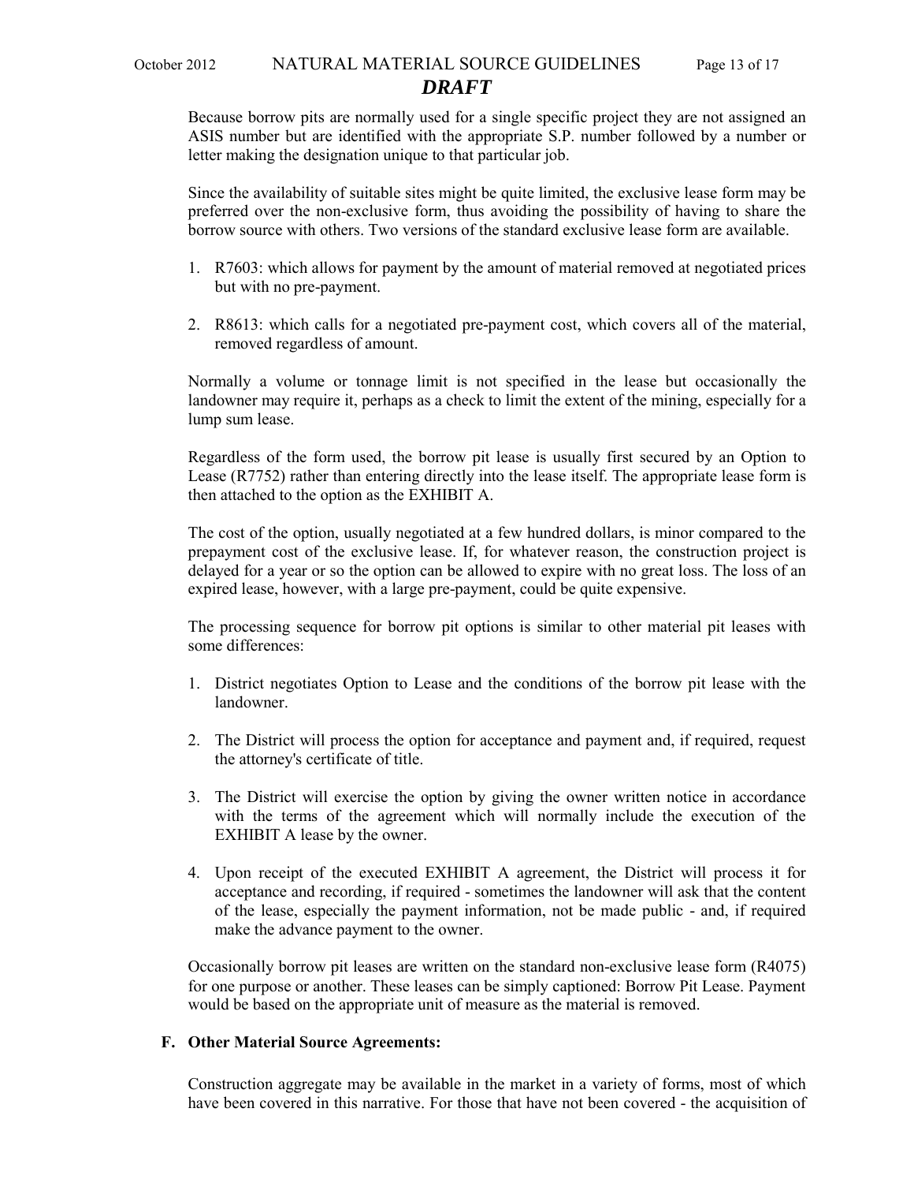Because borrow pits are normally used for a single specific project they are not assigned an ASIS number but are identified with the appropriate S.P. number followed by a number or letter making the designation unique to that particular job.

Since the availability of suitable sites might be quite limited, the exclusive lease form may be preferred over the non-exclusive form, thus avoiding the possibility of having to share the borrow source with others. Two versions of the standard exclusive lease form are available.

1. R7603: which allows for payment by the amount of material removed at negotiated prices but with no pre-payment.
2. R8613: which calls for a negotiated pre-payment cost, which covers all of the material, removed regardless of amount.

Normally a volume or tonnage limit is not specified in the lease but occasionally the landowner may require it, perhaps as a check to limit the extent of the mining, especially for a lump sum lease.

Regardless of the form used, the borrow pit lease is usually first secured by an Option to Lease (R7752) rather than entering directly into the lease itself. The appropriate lease form is then attached to the option as the EXHIBIT A.

The cost of the option, usually negotiated at a few hundred dollars, is minor compared to the prepayment cost of the exclusive lease. If, for whatever reason, the construction project is delayed for a year or so the option can be allowed to expire with no great loss. The loss of an expired lease, however, with a large pre-payment, could be quite expensive.

The processing sequence for borrow pit options is similar to other material pit leases with some differences:

1. District negotiates Option to Lease and the conditions of the borrow pit lease with the landowner.
2. The District will process the option for acceptance and payment and, if required, request the attorney's certificate of title.
3. The District will exercise the option by giving the owner written notice in accordance with the terms of the agreement which will normally include the execution of the EXHIBIT A lease by the owner.
4. Upon receipt of the executed EXHIBIT A agreement, the District will process it for acceptance and recording, if required - sometimes the landowner will ask that the content of the lease, especially the payment information, not be made public - and, if required make the advance payment to the owner.

Occasionally borrow pit leases are written on the standard non-exclusive lease form (R4075) for one purpose or another. These leases can be simply captioned: Borrow Pit Lease. Payment would be based on the appropriate unit of measure as the material is removed.

**F. Other Material Source Agreements:**

Construction aggregate may be available in the market in a variety of forms, most of which have been covered in this narrative. For those that have not been covered - the acquisition of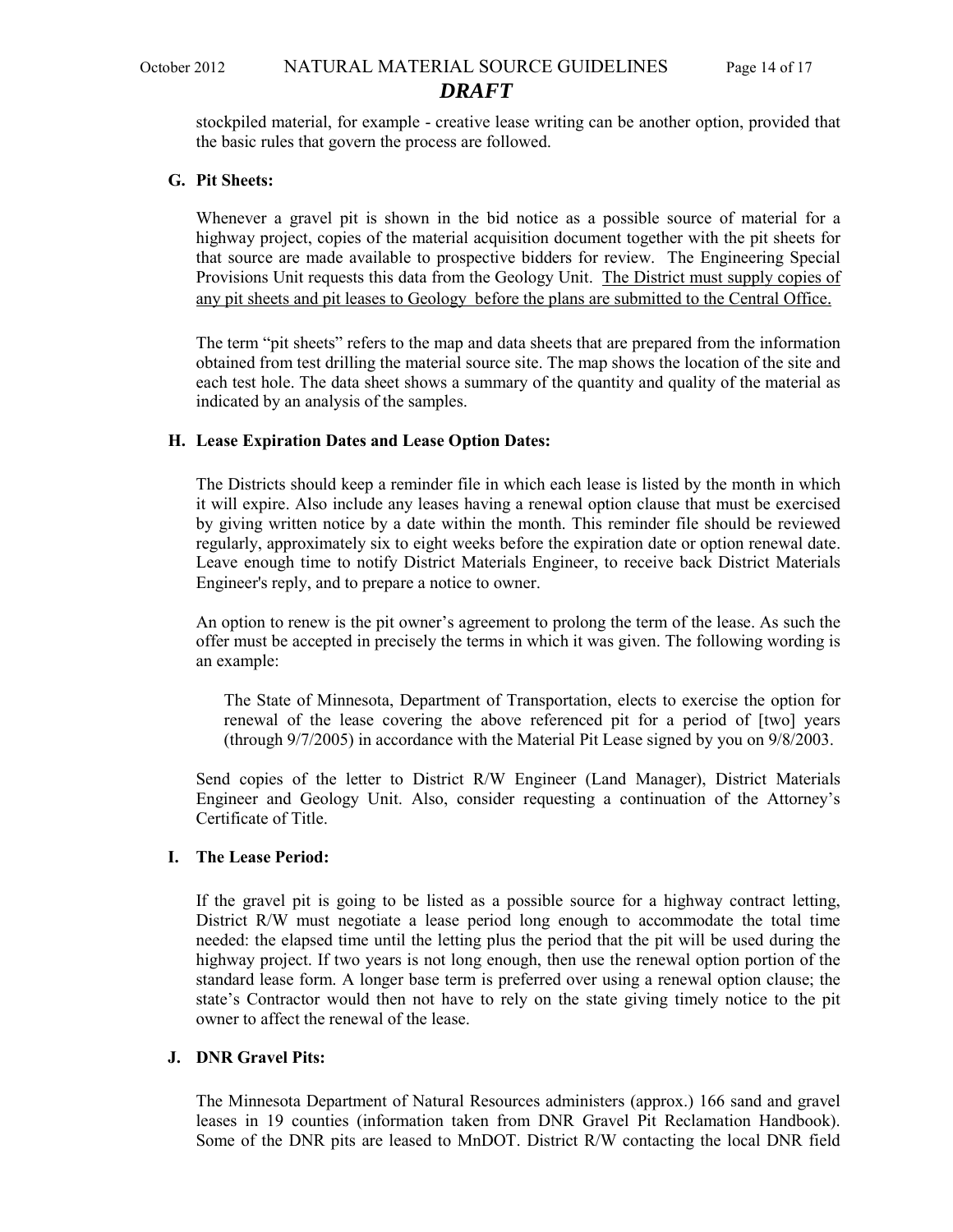stockpiled material, for example - creative lease writing can be another option, provided that the basic rules that govern the process are followed.

### G. Pit Sheets:

Whenever a gravel pit is shown in the bid notice as a possible source of material for a highway project, copies of the material acquisition document together with the pit sheets for that source are made available to prospective bidders for review. The Engineering Special Provisions Unit requests this data from the Geology Unit. <u>The District must supply copies of any pit sheets and pit leases to Geology before the plans are submitted to the Central Office.</u>

The term "pit sheets" refers to the map and data sheets that are prepared from the information obtained from test drilling the material source site. The map shows the location of the site and each test hole. The data sheet shows a summary of the quantity and quality of the material as indicated by an analysis of the samples.

### H. Lease Expiration Dates and Lease Option Dates:

The Districts should keep a reminder file in which each lease is listed by the month in which it will expire. Also include any leases having a renewal option clause that must be exercised by giving written notice by a date within the month. This reminder file should be reviewed regularly, approximately six to eight weeks before the expiration date or option renewal date. Leave enough time to notify District Materials Engineer, to receive back District Materials Engineer's reply, and to prepare a notice to owner.

An option to renew is the pit owner's agreement to prolong the term of the lease. As such the offer must be accepted in precisely the terms in which it was given. The following wording is an example:

> The State of Minnesota, Department of Transportation, elects to exercise the option for renewal of the lease covering the above referenced pit for a period of [two] years (through 9/7/2005) in accordance with the Material Pit Lease signed by you on 9/8/2003.

Send copies of the letter to District R/W Engineer (Land Manager), District Materials Engineer and Geology Unit. Also, consider requesting a continuation of the Attorney's Certificate of Title.

### I. The Lease Period:

If the gravel pit is going to be listed as a possible source for a highway contract letting, District R/W must negotiate a lease period long enough to accommodate the total time needed: the elapsed time until the letting plus the period that the pit will be used during the highway project. If two years is not long enough, then use the renewal option portion of the standard lease form. A longer base term is preferred over using a renewal option clause; the state's Contractor would then not have to rely on the state giving timely notice to the pit owner to affect the renewal of the lease.

### J. DNR Gravel Pits:

The Minnesota Department of Natural Resources administers (approx.) 166 sand and gravel leases in 19 counties (information taken from DNR Gravel Pit Reclamation Handbook). Some of the DNR pits are leased to MnDOT. District R/W contacting the local DNR field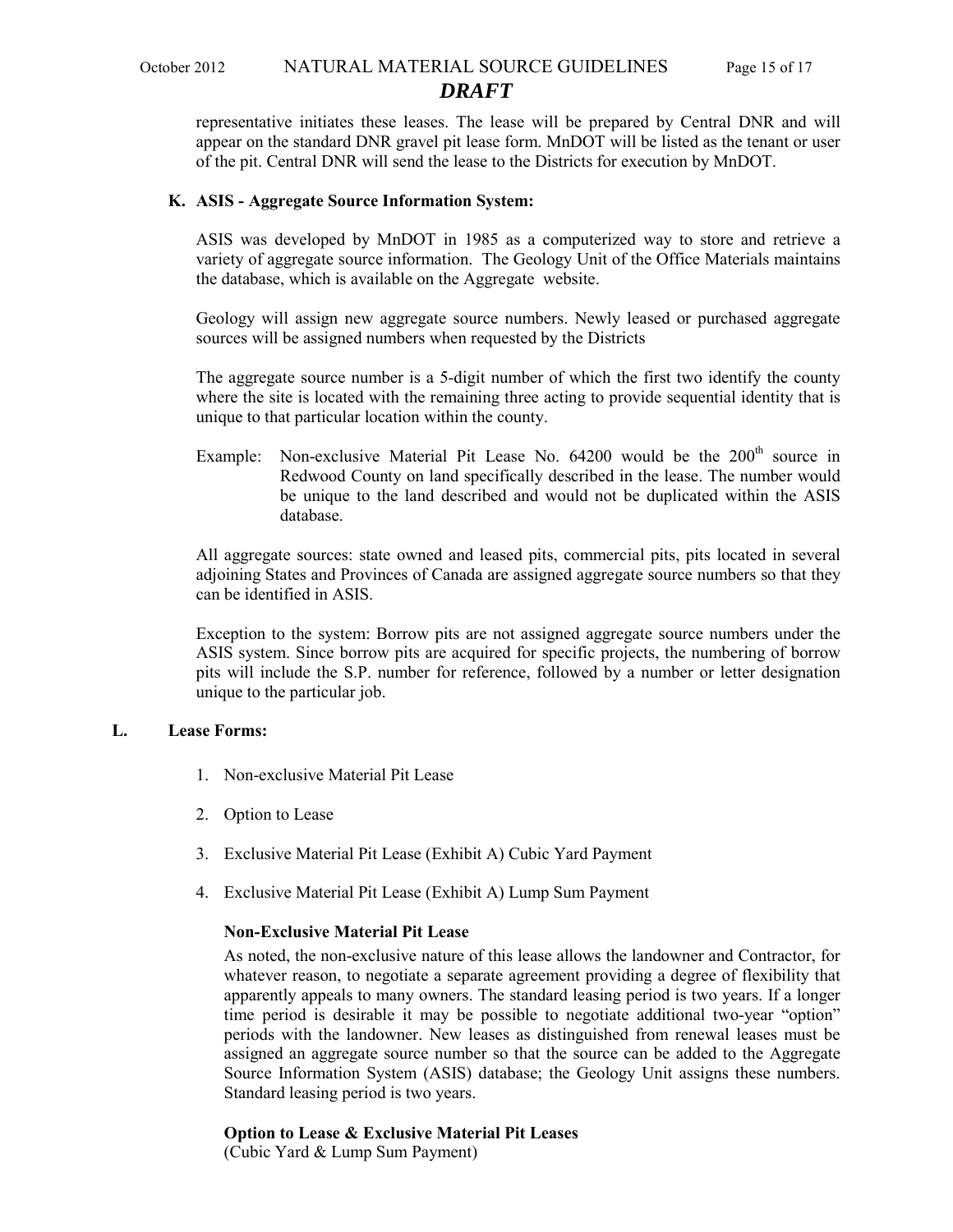representative initiates these leases. The lease will be prepared by Central DNR and will appear on the standard DNR gravel pit lease form. MnDOT will be listed as the tenant or user of the pit. Central DNR will send the lease to the Districts for execution by MnDOT.

### K. ASIS - Aggregate Source Information System:

ASIS was developed by MnDOT in 1985 as a computerized way to store and retrieve a variety of aggregate source information. The Geology Unit of the Office Materials maintains the database, which is available on the Aggregate website.

Geology will assign new aggregate source numbers. Newly leased or purchased aggregate sources will be assigned numbers when requested by the Districts

The aggregate source number is a 5-digit number of which the first two identify the county where the site is located with the remaining three acting to provide sequential identity that is unique to that particular location within the county.

Example: Non-exclusive Material Pit Lease No. 64200 would be the 200th source in Redwood County on land specifically described in the lease. The number would be unique to the land described and would not be duplicated within the ASIS database.

All aggregate sources: state owned and leased pits, commercial pits, pits located in several adjoining States and Provinces of Canada are assigned aggregate source numbers so that they can be identified in ASIS.

Exception to the system: Borrow pits are not assigned aggregate source numbers under the ASIS system. Since borrow pits are acquired for specific projects, the numbering of borrow pits will include the S.P. number for reference, followed by a number or letter designation unique to the particular job.

### L. Lease Forms:

1. Non-exclusive Material Pit Lease
2. Option to Lease
3. Exclusive Material Pit Lease (Exhibit A) Cubic Yard Payment
4. Exclusive Material Pit Lease (Exhibit A) Lump Sum Payment

**Non-Exclusive Material Pit Lease**

As noted, the non-exclusive nature of this lease allows the landowner and Contractor, for whatever reason, to negotiate a separate agreement providing a degree of flexibility that apparently appeals to many owners. The standard leasing period is two years. If a longer time period is desirable it may be possible to negotiate additional two-year "option" periods with the landowner. New leases as distinguished from renewal leases must be assigned an aggregate source number so that the source can be added to the Aggregate Source Information System (ASIS) database; the Geology Unit assigns these numbers. Standard leasing period is two years.

**Option to Lease & Exclusive Material Pit Leases**
(Cubic Yard & Lump Sum Payment)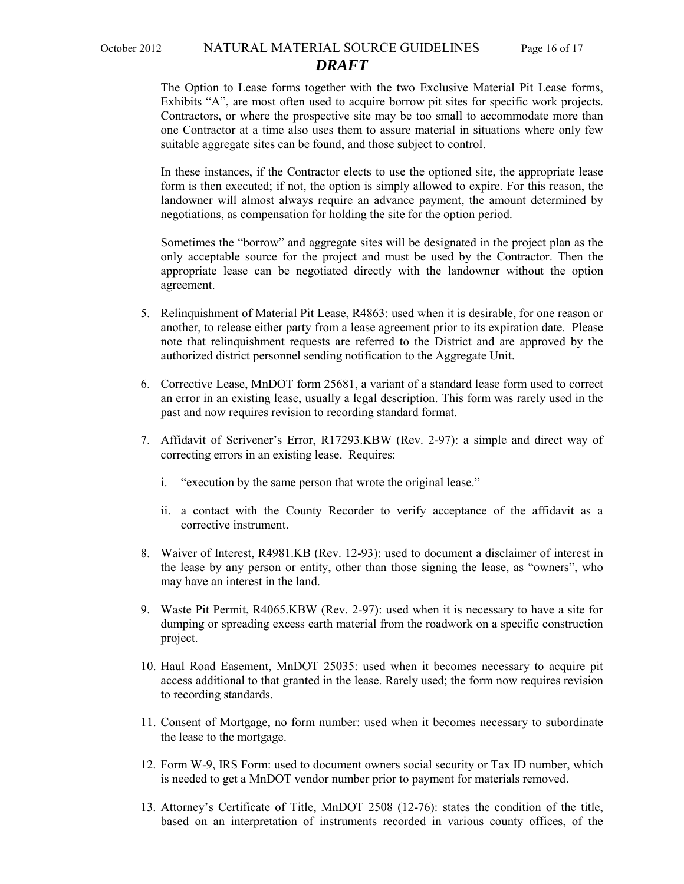The Option to Lease forms together with the two Exclusive Material Pit Lease forms, Exhibits “A”, are most often used to acquire borrow pit sites for specific work projects. Contractors, or where the prospective site may be too small to accommodate more than one Contractor at a time also uses them to assure material in situations where only few suitable aggregate sites can be found, and those subject to control.

In these instances, if the Contractor elects to use the optioned site, the appropriate lease form is then executed; if not, the option is simply allowed to expire. For this reason, the landowner will almost always require an advance payment, the amount determined by negotiations, as compensation for holding the site for the option period.

Sometimes the “borrow” and aggregate sites will be designated in the project plan as the only acceptable source for the project and must be used by the Contractor. Then the appropriate lease can be negotiated directly with the landowner without the option agreement.

5. Relinquishment of Material Pit Lease, R4863: used when it is desirable, for one reason or another, to release either party from a lease agreement prior to its expiration date. Please note that relinquishment requests are referred to the District and are approved by the authorized district personnel sending notification to the Aggregate Unit.

6. Corrective Lease, MnDOT form 25681, a variant of a standard lease form used to correct an error in an existing lease, usually a legal description. This form was rarely used in the past and now requires revision to recording standard format.

7. Affidavit of Scrivener’s Error, R17293.KBW (Rev. 2-97): a simple and direct way of correcting errors in an existing lease. Requires:

   i. “execution by the same person that wrote the original lease.”

   ii. a contact with the County Recorder to verify acceptance of the affidavit as a corrective instrument.

8. Waiver of Interest, R4981.KB (Rev. 12-93): used to document a disclaimer of interest in the lease by any person or entity, other than those signing the lease, as “owners”, who may have an interest in the land.

9. Waste Pit Permit, R4065.KBW (Rev. 2-97): used when it is necessary to have a site for dumping or spreading excess earth material from the roadwork on a specific construction project.

10. Haul Road Easement, MnDOT 25035: used when it becomes necessary to acquire pit access additional to that granted in the lease. Rarely used; the form now requires revision to recording standards.

11. Consent of Mortgage, no form number: used when it becomes necessary to subordinate the lease to the mortgage.

12. Form W-9, IRS Form: used to document owners social security or Tax ID number, which is needed to get a MnDOT vendor number prior to payment for materials removed.

13. Attorney’s Certificate of Title, MnDOT 2508 (12-76): states the condition of the title, based on an interpretation of instruments recorded in various county offices, of the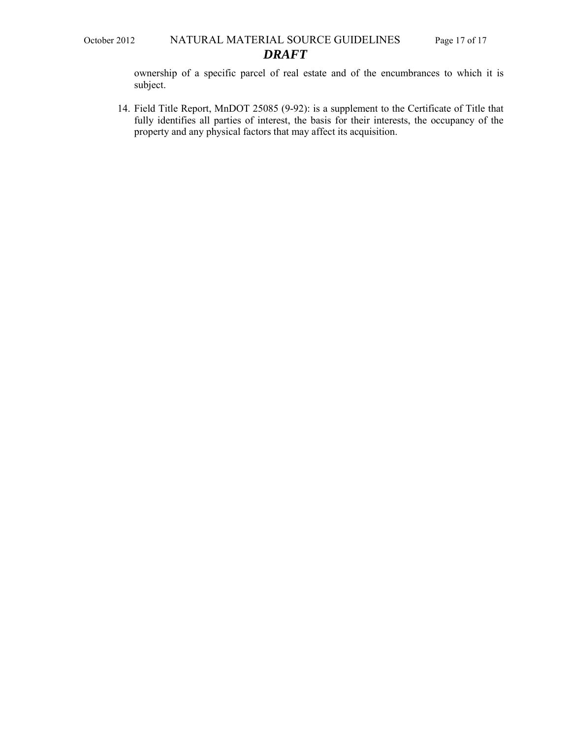ownership of a specific parcel of real estate and of the encumbrances to which it is subject.

14. Field Title Report, MnDOT 25085 (9-92): is a supplement to the Certificate of Title that fully identifies all parties of interest, the basis for their interests, the occupancy of the property and any physical factors that may affect its acquisition.